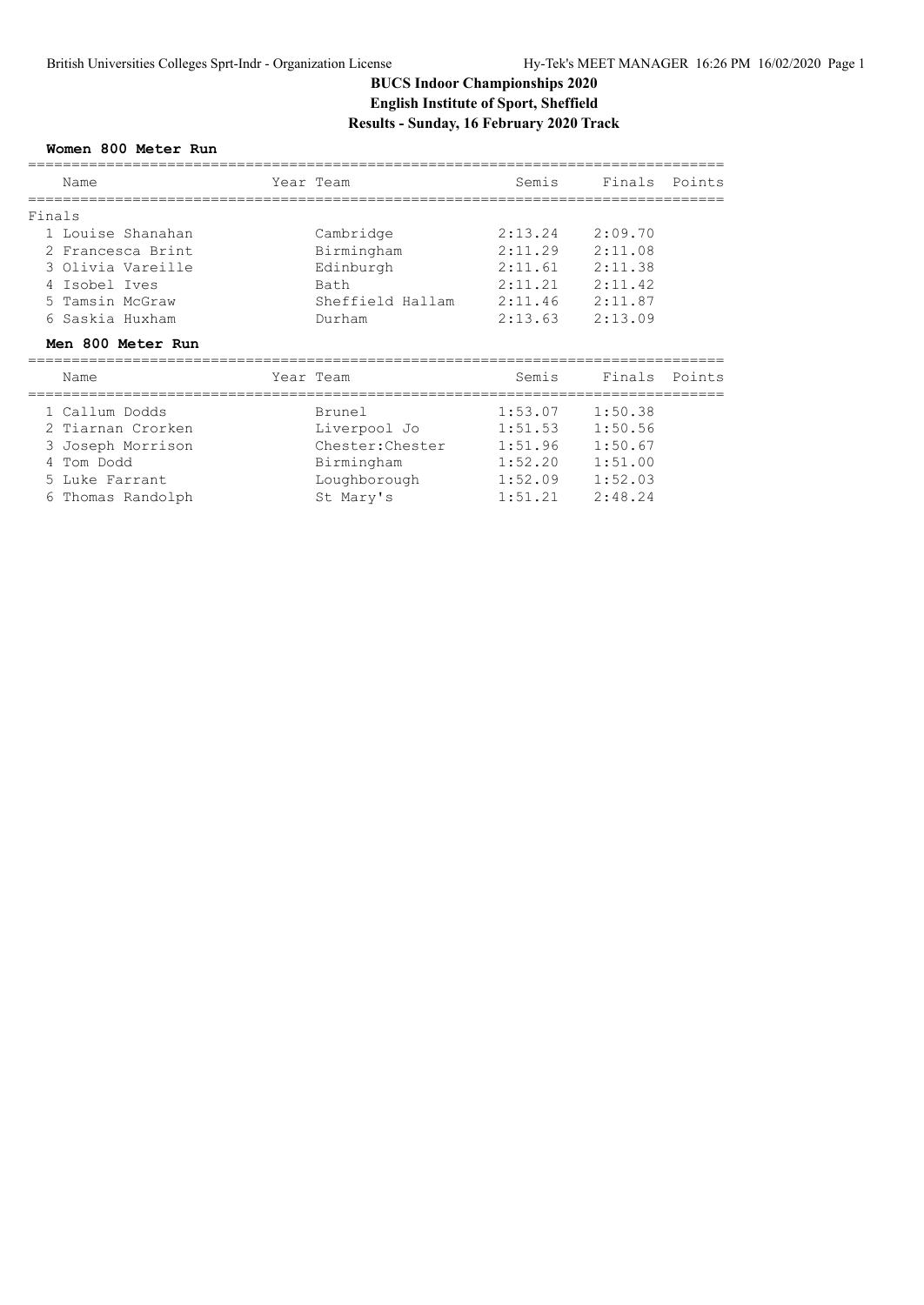# BUCS Indoor Championships 2020
## English Institute of Sport, Sheffield
## Results - Sunday, 16 February 2020 Track

### Women 800 Meter Run

Finals

| | Name | Year | Team | Semis | Finals | Points |
|---|---|---|---|---|---|---|
| 1 | Louise Shanahan | | Cambridge | 2:13.24 | 2:09.70 | |
| 2 | Francesca Brint | | Birmingham | 2:11.29 | 2:11.08 | |
| 3 | Olivia Vareille | | Edinburgh | 2:11.61 | 2:11.38 | |
| 4 | Isobel Ives | | Bath | 2:11.21 | 2:11.42 | |
| 5 | Tamsin McGraw | | Sheffield Hallam | 2:11.46 | 2:11.87 | |
| 6 | Saskia Huxham | | Durham | 2:13.63 | 2:13.09 | |

### Men 800 Meter Run

| | Name | Year | Team | Semis | Finals | Points |
|---|---|---|---|---|---|---|
| 1 | Callum Dodds | | Brunel | 1:53.07 | 1:50.38 | |
| 2 | Tiarnan Crorken | | Liverpool Jo | 1:51.53 | 1:50.56 | |
| 3 | Joseph Morrison | | Chester:Chester | 1:51.96 | 1:50.67 | |
| 4 | Tom Dodd | | Birmingham | 1:52.20 | 1:51.00 | |
| 5 | Luke Farrant | | Loughborough | 1:52.09 | 1:52.03 | |
| 6 | Thomas Randolph | | St Mary's | 1:51.21 | 2:48.24 | |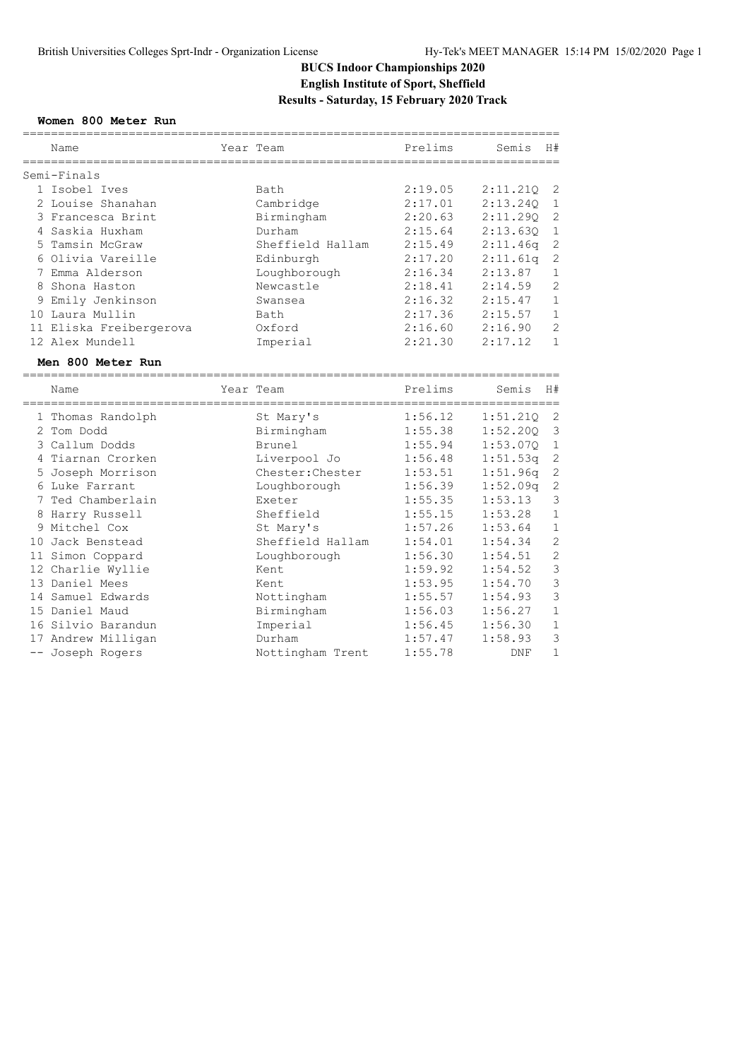# BUCS Indoor Championships 2020

## English Institute of Sport, Sheffield

## Results - Saturday, 15 February 2020 Track

### Women 800 Meter Run

| | Name | Year | Team | Prelims | Semis | H# |
|---|---|---|---|---|---|---|
| **Semi-Finals** | | | | | | |
| 1 | Isobel Ives | | Bath | 2:19.05 | 2:11.21Q | 2 |
| 2 | Louise Shanahan | | Cambridge | 2:17.01 | 2:13.24Q | 1 |
| 3 | Francesca Brint | | Birmingham | 2:20.63 | 2:11.29Q | 2 |
| 4 | Saskia Huxham | | Durham | 2:15.64 | 2:13.63Q | 1 |
| 5 | Tamsin McGraw | | Sheffield Hallam | 2:15.49 | 2:11.46q | 2 |
| 6 | Olivia Vareille | | Edinburgh | 2:17.20 | 2:11.61q | 2 |
| 7 | Emma Alderson | | Loughborough | 2:16.34 | 2:13.87 | 1 |
| 8 | Shona Haston | | Newcastle | 2:18.41 | 2:14.59 | 2 |
| 9 | Emily Jenkinson | | Swansea | 2:16.32 | 2:15.47 | 1 |
| 10 | Laura Mullin | | Bath | 2:17.36 | 2:15.57 | 1 |
| 11 | Eliska Freibergerova | | Oxford | 2:16.60 | 2:16.90 | 2 |
| 12 | Alex Mundell | | Imperial | 2:21.30 | 2:17.12 | 1 |

### Men 800 Meter Run

| | Name | Year | Team | Prelims | Semis | H# |
|---|---|---|---|---|---|---|
| 1 | Thomas Randolph | | St Mary's | 1:56.12 | 1:51.21Q | 2 |
| 2 | Tom Dodd | | Birmingham | 1:55.38 | 1:52.20Q | 3 |
| 3 | Callum Dodds | | Brunel | 1:55.94 | 1:53.07Q | 1 |
| 4 | Tiarnan Crorken | | Liverpool Jo | 1:56.48 | 1:51.53q | 2 |
| 5 | Joseph Morrison | | Chester:Chester | 1:53.51 | 1:51.96q | 2 |
| 6 | Luke Farrant | | Loughborough | 1:56.39 | 1:52.09q | 2 |
| 7 | Ted Chamberlain | | Exeter | 1:55.35 | 1:53.13 | 3 |
| 8 | Harry Russell | | Sheffield | 1:55.15 | 1:53.28 | 1 |
| 9 | Mitchel Cox | | St Mary's | 1:57.26 | 1:53.64 | 1 |
| 10 | Jack Benstead | | Sheffield Hallam | 1:54.01 | 1:54.34 | 2 |
| 11 | Simon Coppard | | Loughborough | 1:56.30 | 1:54.51 | 2 |
| 12 | Charlie Wyllie | | Kent | 1:59.92 | 1:54.52 | 3 |
| 13 | Daniel Mees | | Kent | 1:53.95 | 1:54.70 | 3 |
| 14 | Samuel Edwards | | Nottingham | 1:55.57 | 1:54.93 | 3 |
| 15 | Daniel Maud | | Birmingham | 1:56.03 | 1:56.27 | 1 |
| 16 | Silvio Barandun | | Imperial | 1:56.45 | 1:56.30 | 1 |
| 17 | Andrew Milligan | | Durham | 1:57.47 | 1:58.93 | 3 |
| -- | Joseph Rogers | | Nottingham Trent | 1:55.78 | DNF | 1 |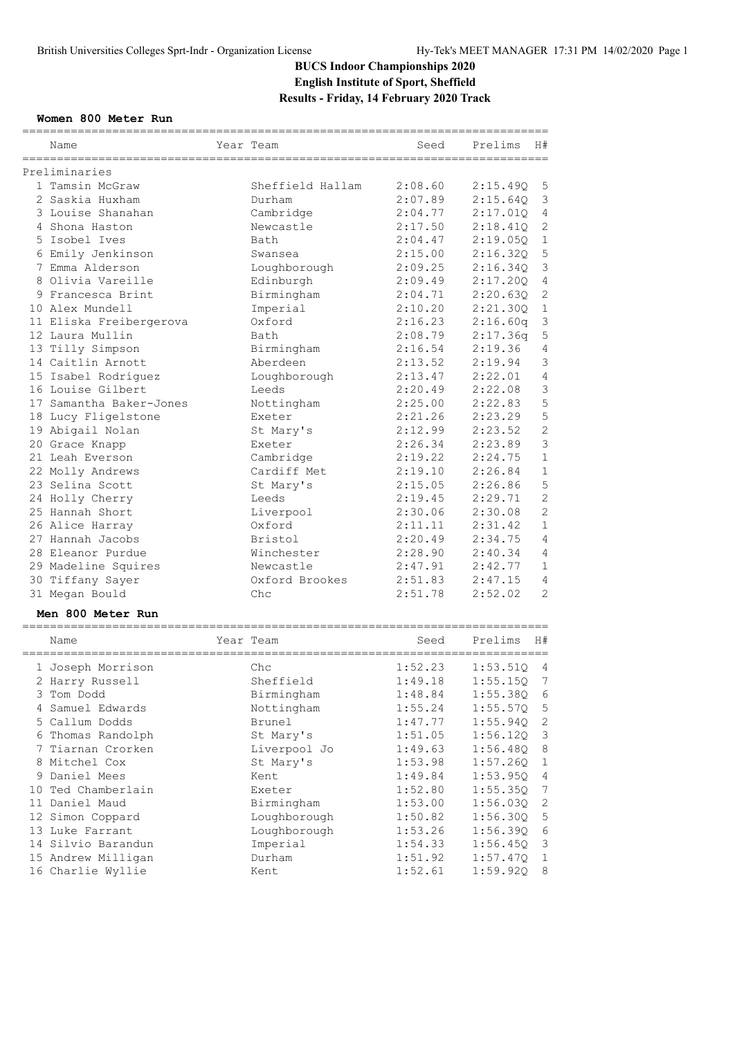# BUCS Indoor Championships 2020

**English Institute of Sport, Sheffield**

**Results - Friday, 14 February 2020 Track**

### Women 800 Meter Run

| | Name | Year | Team | Seed | Prelims | H# |
|---|---|---|---|---|---|---|
| **Preliminaries** | | | | | | |
| 1 | Tamsin McGraw | | Sheffield Hallam | 2:08.60 | 2:15.49Q | 5 |
| 2 | Saskia Huxham | | Durham | 2:07.89 | 2:15.64Q | 3 |
| 3 | Louise Shanahan | | Cambridge | 2:04.77 | 2:17.01Q | 4 |
| 4 | Shona Haston | | Newcastle | 2:17.50 | 2:18.41Q | 2 |
| 5 | Isobel Ives | | Bath | 2:04.47 | 2:19.05Q | 1 |
| 6 | Emily Jenkinson | | Swansea | 2:15.00 | 2:16.32Q | 5 |
| 7 | Emma Alderson | | Loughborough | 2:09.25 | 2:16.34Q | 3 |
| 8 | Olivia Vareille | | Edinburgh | 2:09.49 | 2:17.20Q | 4 |
| 9 | Francesca Brint | | Birmingham | 2:04.71 | 2:20.63Q | 2 |
| 10 | Alex Mundell | | Imperial | 2:10.20 | 2:21.30Q | 1 |
| 11 | Eliska Freibergerova | | Oxford | 2:16.23 | 2:16.60q | 3 |
| 12 | Laura Mullin | | Bath | 2:08.79 | 2:17.36q | 5 |
| 13 | Tilly Simpson | | Birmingham | 2:16.54 | 2:19.36 | 4 |
| 14 | Caitlin Arnott | | Aberdeen | 2:13.52 | 2:19.94 | 3 |
| 15 | Isabel Rodríguez | | Loughborough | 2:13.47 | 2:22.01 | 4 |
| 16 | Louise Gilbert | | Leeds | 2:20.49 | 2:22.08 | 3 |
| 17 | Samantha Baker-Jones | | Nottingham | 2:25.00 | 2:22.83 | 5 |
| 18 | Lucy Fligelstone | | Exeter | 2:21.26 | 2:23.29 | 5 |
| 19 | Abigail Nolan | | St Mary's | 2:12.99 | 2:23.52 | 2 |
| 20 | Grace Knapp | | Exeter | 2:26.34 | 2:23.89 | 3 |
| 21 | Leah Everson | | Cambridge | 2:19.22 | 2:24.75 | 1 |
| 22 | Molly Andrews | | Cardiff Met | 2:19.10 | 2:26.84 | 1 |
| 23 | Selina Scott | | St Mary's | 2:15.05 | 2:26.86 | 5 |
| 24 | Holly Cherry | | Leeds | 2:19.45 | 2:29.71 | 2 |
| 25 | Hannah Short | | Liverpool | 2:30.06 | 2:30.08 | 2 |
| 26 | Alice Harray | | Oxford | 2:11.11 | 2:31.42 | 1 |
| 27 | Hannah Jacobs | | Bristol | 2:20.49 | 2:34.75 | 4 |
| 28 | Eleanor Purdue | | Winchester | 2:28.90 | 2:40.34 | 4 |
| 29 | Madeline Squires | | Newcastle | 2:47.91 | 2:42.77 | 1 |
| 30 | Tiffany Sayer | | Oxford Brookes | 2:51.83 | 2:47.15 | 4 |
| 31 | Megan Bould | | Chc | 2:51.78 | 2:52.02 | 2 |

### Men 800 Meter Run

| | Name | Year | Team | Seed | Prelims | H# |
|---|---|---|---|---|---|---|
| 1 | Joseph Morrison | | Chc | 1:52.23 | 1:53.51Q | 4 |
| 2 | Harry Russell | | Sheffield | 1:49.18 | 1:55.15Q | 7 |
| 3 | Tom Dodd | | Birmingham | 1:48.84 | 1:55.38Q | 6 |
| 4 | Samuel Edwards | | Nottingham | 1:55.24 | 1:55.57Q | 5 |
| 5 | Callum Dodds | | Brunel | 1:47.77 | 1:55.94Q | 2 |
| 6 | Thomas Randolph | | St Mary's | 1:51.05 | 1:56.12Q | 3 |
| 7 | Tiarnan Crorken | | Liverpool Jo | 1:49.63 | 1:56.48Q | 8 |
| 8 | Mitchel Cox | | St Mary's | 1:53.98 | 1:57.26Q | 1 |
| 9 | Daniel Mees | | Kent | 1:49.84 | 1:53.95Q | 4 |
| 10 | Ted Chamberlain | | Exeter | 1:52.80 | 1:55.35Q | 7 |
| 11 | Daniel Maud | | Birmingham | 1:53.00 | 1:56.03Q | 2 |
| 12 | Simon Coppard | | Loughborough | 1:50.82 | 1:56.30Q | 5 |
| 13 | Luke Farrant | | Loughborough | 1:53.26 | 1:56.39Q | 6 |
| 14 | Silvio Barandun | | Imperial | 1:54.33 | 1:56.45Q | 3 |
| 15 | Andrew Milligan | | Durham | 1:51.92 | 1:57.47Q | 1 |
| 16 | Charlie Wyllie | | Kent | 1:52.61 | 1:59.92Q | 8 |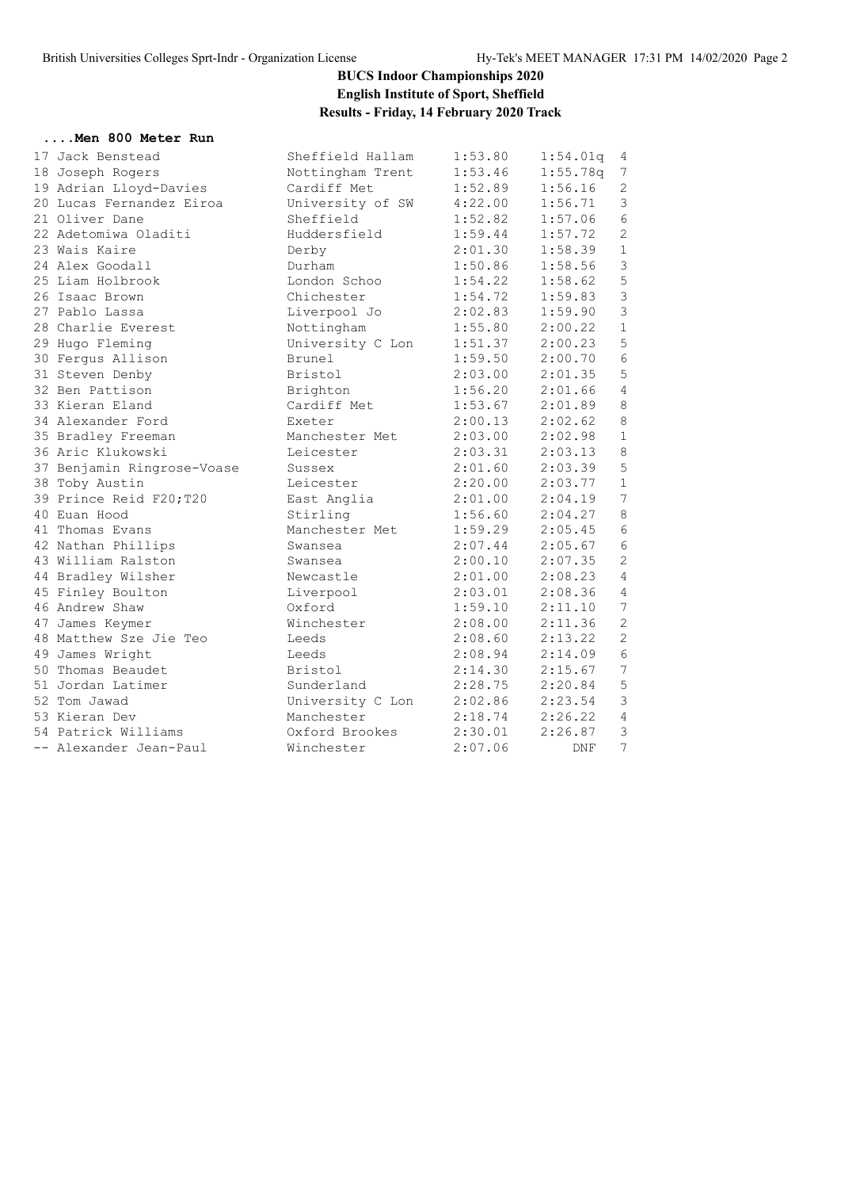## BUCS Indoor Championships 2020

**English Institute of Sport, Sheffield**

**Results - Friday, 14 February 2020 Track**

### ....Men 800 Meter Run

| | | | | | |
|---|---|---|---|---|---|
| 17 | Jack Benstead | Sheffield Hallam | 1:53.80 | 1:54.01q | 4 |
| 18 | Joseph Rogers | Nottingham Trent | 1:53.46 | 1:55.78q | 7 |
| 19 | Adrian Lloyd-Davies | Cardiff Met | 1:52.89 | 1:56.16 | 2 |
| 20 | Lucas Fernandez Eiroa | University of SW | 4:22.00 | 1:56.71 | 3 |
| 21 | Oliver Dane | Sheffield | 1:52.82 | 1:57.06 | 6 |
| 22 | Adetomiwa Oladiti | Huddersfield | 1:59.44 | 1:57.72 | 2 |
| 23 | Wais Kaire | Derby | 2:01.30 | 1:58.39 | 1 |
| 24 | Alex Goodall | Durham | 1:50.86 | 1:58.56 | 3 |
| 25 | Liam Holbrook | London Schoo | 1:54.22 | 1:58.62 | 5 |
| 26 | Isaac Brown | Chichester | 1:54.72 | 1:59.83 | 3 |
| 27 | Pablo Lassa | Liverpool Jo | 2:02.83 | 1:59.90 | 3 |
| 28 | Charlie Everest | Nottingham | 1:55.80 | 2:00.22 | 1 |
| 29 | Hugo Fleming | University C Lon | 1:51.37 | 2:00.23 | 5 |
| 30 | Fergus Allison | Brunel | 1:59.50 | 2:00.70 | 6 |
| 31 | Steven Denby | Bristol | 2:03.00 | 2:01.35 | 5 |
| 32 | Ben Pattison | Brighton | 1:56.20 | 2:01.66 | 4 |
| 33 | Kieran Eland | Cardiff Met | 1:53.67 | 2:01.89 | 8 |
| 34 | Alexander Ford | Exeter | 2:00.13 | 2:02.62 | 8 |
| 35 | Bradley Freeman | Manchester Met | 2:03.00 | 2:02.98 | 1 |
| 36 | Aric Klukowski | Leicester | 2:03.31 | 2:03.13 | 8 |
| 37 | Benjamin Ringrose-Voase | Sussex | 2:01.60 | 2:03.39 | 5 |
| 38 | Toby Austin | Leicester | 2:20.00 | 2:03.77 | 1 |
| 39 | Prince Reid F20;T20 | East Anglia | 2:01.00 | 2:04.19 | 7 |
| 40 | Euan Hood | Stirling | 1:56.60 | 2:04.27 | 8 |
| 41 | Thomas Evans | Manchester Met | 1:59.29 | 2:05.45 | 6 |
| 42 | Nathan Phillips | Swansea | 2:07.44 | 2:05.67 | 6 |
| 43 | William Ralston | Swansea | 2:00.10 | 2:07.35 | 2 |
| 44 | Bradley Wilsher | Newcastle | 2:01.00 | 2:08.23 | 4 |
| 45 | Finley Boulton | Liverpool | 2:03.01 | 2:08.36 | 4 |
| 46 | Andrew Shaw | Oxford | 1:59.10 | 2:11.10 | 7 |
| 47 | James Keymer | Winchester | 2:08.00 | 2:11.36 | 2 |
| 48 | Matthew Sze Jie Teo | Leeds | 2:08.60 | 2:13.22 | 2 |
| 49 | James Wright | Leeds | 2:08.94 | 2:14.09 | 6 |
| 50 | Thomas Beaudet | Bristol | 2:14.30 | 2:15.67 | 7 |
| 51 | Jordan Latimer | Sunderland | 2:28.75 | 2:20.84 | 5 |
| 52 | Tom Jawad | University C Lon | 2:02.86 | 2:23.54 | 3 |
| 53 | Kieran Dev | Manchester | 2:18.74 | 2:26.22 | 4 |
| 54 | Patrick Williams | Oxford Brookes | 2:30.01 | 2:26.87 | 3 |
| -- | Alexander Jean-Paul | Winchester | 2:07.06 | DNF | 7 |